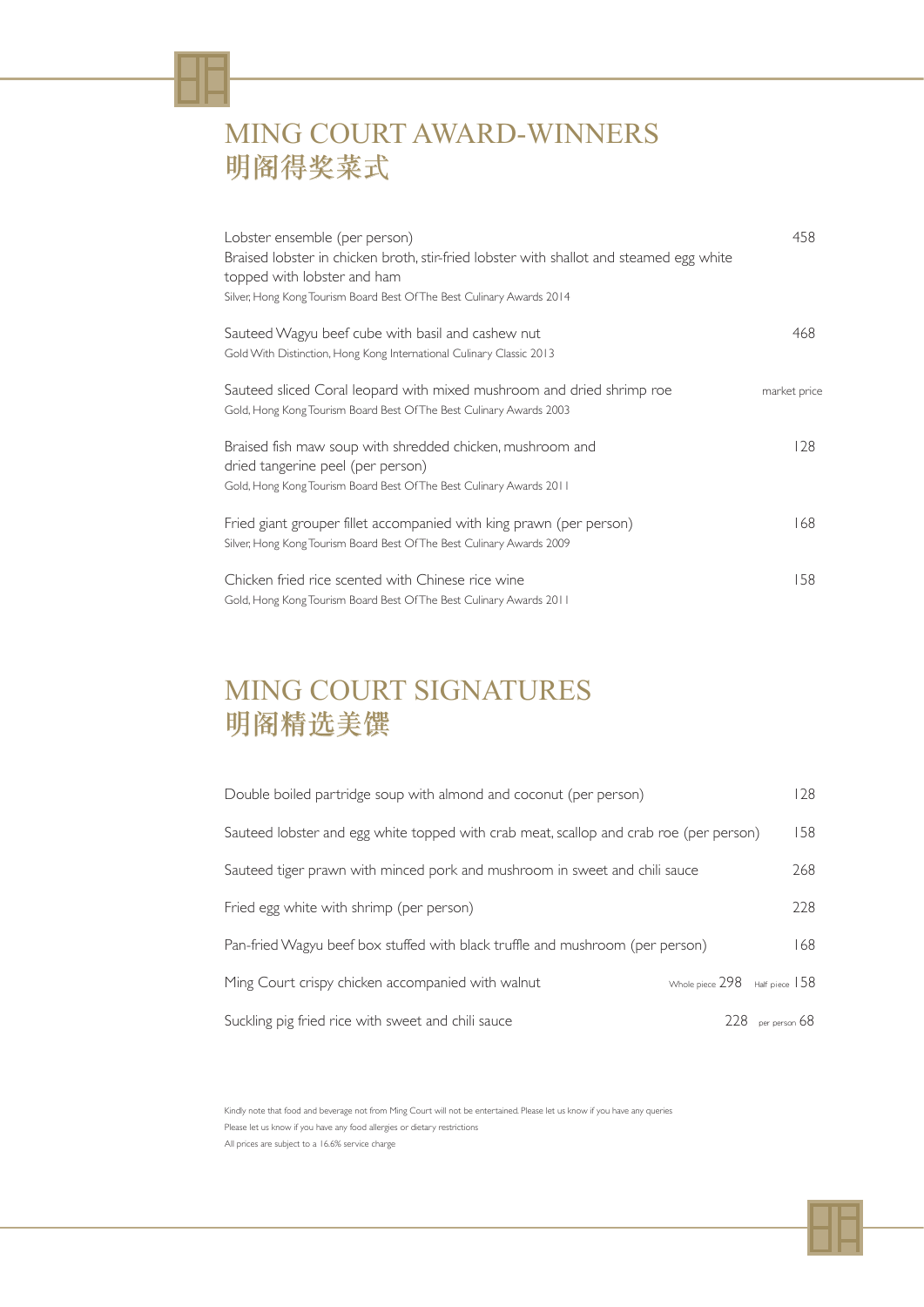# MING COURT AWARD-WINNERS
# 明阁得奖菜式

Lobster ensemble (per person) — 458
Braised lobster in chicken broth, stir-fried lobster with shallot and steamed egg white topped with lobster and ham
Silver, Hong Kong Tourism Board Best Of The Best Culinary Awards 2014

Sauteed Wagyu beef cube with basil and cashew nut — 468
Gold With Distinction, Hong Kong International Culinary Classic 2013

Sauteed sliced Coral leopard with mixed mushroom and dried shrimp roe — market price
Gold, Hong Kong Tourism Board Best Of The Best Culinary Awards 2003

Braised fish maw soup with shredded chicken, mushroom and dried tangerine peel (per person) — 128
Gold, Hong Kong Tourism Board Best Of The Best Culinary Awards 2011

Fried giant grouper fillet accompanied with king prawn (per person) — 168
Silver, Hong Kong Tourism Board Best Of The Best Culinary Awards 2009

Chicken fried rice scented with Chinese rice wine — 158
Gold, Hong Kong Tourism Board Best Of The Best Culinary Awards 2011

# MING COURT SIGNATURES
# 明阁精选美馔

Double boiled partridge soup with almond and coconut (per person) — 128

Sauteed lobster and egg white topped with crab meat, scallop and crab roe (per person) — 158

Sauteed tiger prawn with minced pork and mushroom in sweet and chili sauce — 268

Fried egg white with shrimp (per person) — 228

Pan-fried Wagyu beef box stuffed with black truffle and mushroom (per person) — 168

Ming Court crispy chicken accompanied with walnut — Whole piece 298 — Half piece 158

Suckling pig fried rice with sweet and chili sauce — 228 — per person 68

Kindly note that food and beverage not from Ming Court will not be entertained. Please let us know if you have any queries
Please let us know if you have any food allergies or dietary restrictions
All prices are subject to a 16.6% service charge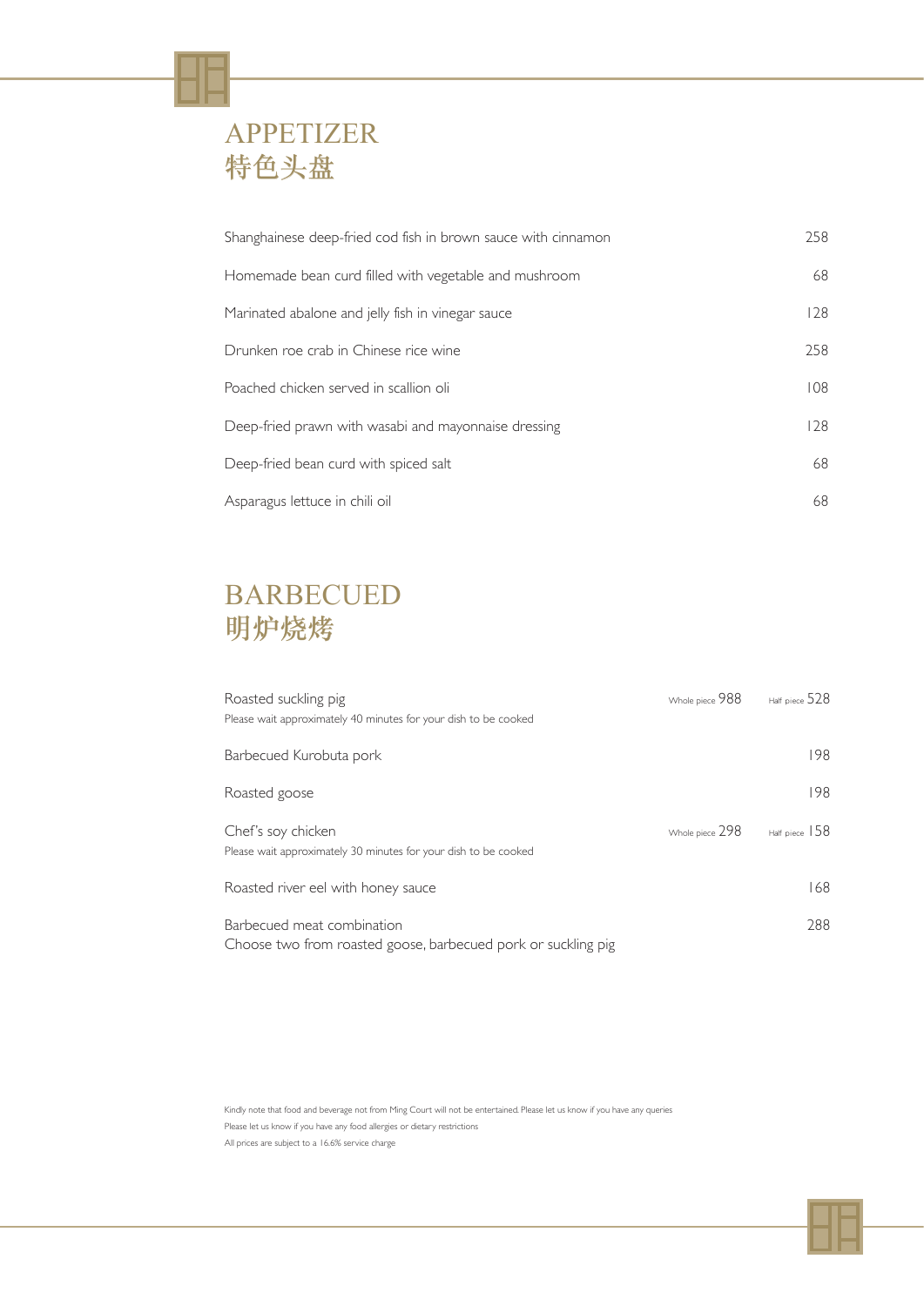## APPETIZER
## 特色头盘

| Item | Price |
|---|---|
| Shanghainese deep-fried cod fish in brown sauce with cinnamon | 258 |
| Homemade bean curd filled with vegetable and mushroom | 68 |
| Marinated abalone and jelly fish in vinegar sauce | 128 |
| Drunken roe crab in Chinese rice wine | 258 |
| Poached chicken served in scallion oli | 108 |
| Deep-fried prawn with wasabi and mayonnaise dressing | 128 |
| Deep-fried bean curd with spiced salt | 68 |
| Asparagus lettuce in chili oil | 68 |

## BARBECUED
## 明炉烧烤

| Item | Whole piece | Half piece / Price |
|---|---|---|
| Roasted suckling pig<br>Please wait approximately 40 minutes for your dish to be cooked | Whole piece 988 | Half piece 528 |
| Barbecued Kurobuta pork | | 198 |
| Roasted goose | | 198 |
| Chef's soy chicken<br>Please wait approximately 30 minutes for your dish to be cooked | Whole piece 298 | Half piece 158 |
| Roasted river eel with honey sauce | | 168 |
| Barbecued meat combination<br>Choose two from roasted goose, barbecued pork or suckling pig | | 288 |

Kindly note that food and beverage not from Ming Court will not be entertained. Please let us know if you have any queries

Please let us know if you have any food allergies or dietary restrictions

All prices are subject to a 16.6% service charge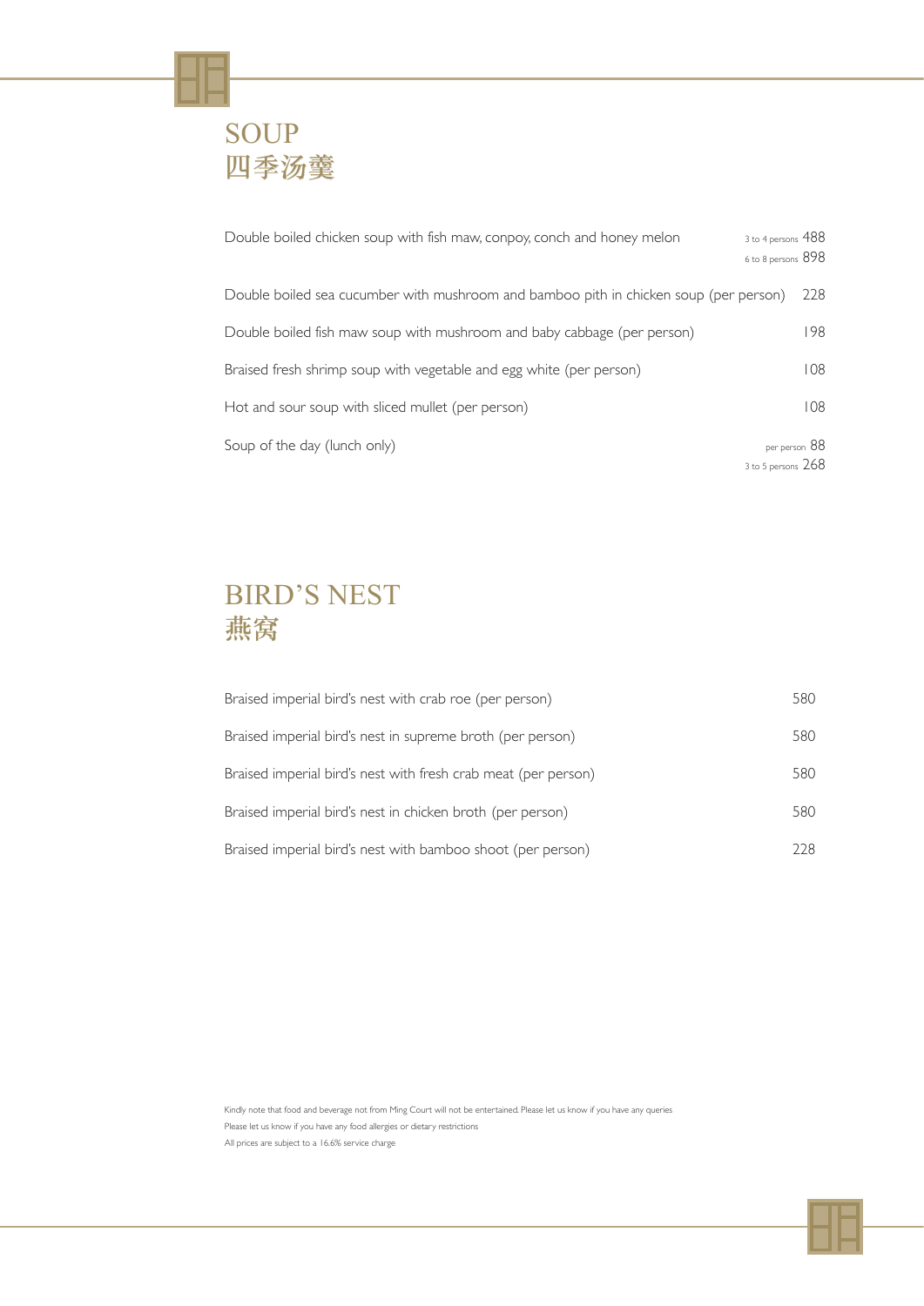## SOUP
## 四季汤羹

| | |
|---|---|
| Double boiled chicken soup with fish maw, conpoy, conch and honey melon | 3 to 4 persons 488<br>6 to 8 persons 898 |
| Double boiled sea cucumber with mushroom and bamboo pith in chicken soup (per person) | 228 |
| Double boiled fish maw soup with mushroom and baby cabbage (per person) | 198 |
| Braised fresh shrimp soup with vegetable and egg white (per person) | 108 |
| Hot and sour soup with sliced mullet (per person) | 108 |
| Soup of the day (lunch only) | per person 88<br>3 to 5 persons 268 |

## BIRD'S NEST
## 燕窝

| | |
|---|---|
| Braised imperial bird's nest with crab roe (per person) | 580 |
| Braised imperial bird's nest in supreme broth (per person) | 580 |
| Braised imperial bird's nest with fresh crab meat (per person) | 580 |
| Braised imperial bird's nest in chicken broth (per person) | 580 |
| Braised imperial bird's nest with bamboo shoot (per person) | 228 |

Kindly note that food and beverage not from Ming Court will not be entertained. Please let us know if you have any queries

Please let us know if you have any food allergies or dietary restrictions

All prices are subject to a 16.6% service charge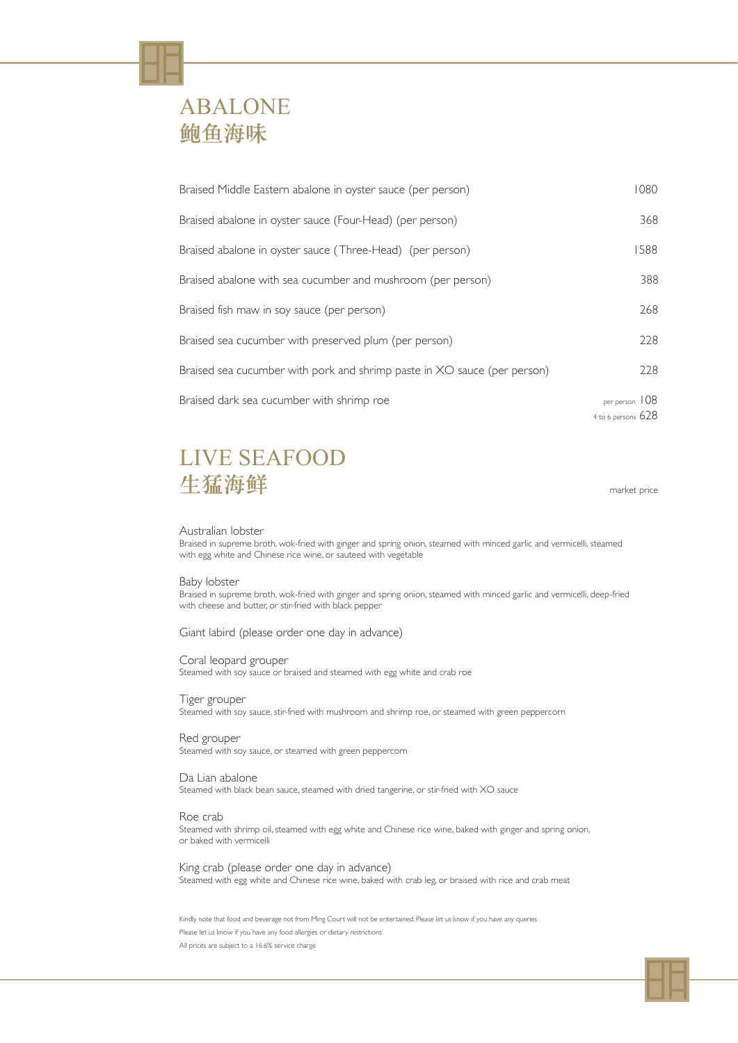# ABALONE
# 鲍鱼海味

| | |
|---|---|
| Braised Middle Eastern abalone in oyster sauce (per person) | 1080 |
| Braised abalone in oyster sauce (Four-Head) (per person) | 368 |
| Braised abalone in oyster sauce (Three-Head) (per person) | 1588 |
| Braised abalone with sea cucumber and mushroom (per person) | 388 |
| Braised fish maw in soy sauce (per person) | 268 |
| Braised sea cucumber with preserved plum (per person) | 228 |
| Braised sea cucumber with pork and shrimp paste in XO sauce (per person) | 228 |
| Braised dark sea cucumber with shrimp roe | per person 108<br>4 to 6 persons 628 |

# LIVE SEAFOOD
# 生猛海鲜

market price

Australian lobster
Braised in supreme broth, wok-fried with ginger and spring onion, steamed with minced garlic and vermicelli, steamed with egg white and Chinese rice wine, or sauteed with vegetable

Baby lobster
Braised in supreme broth, wok-fried with ginger and spring onion, steamed with minced garlic and vermicelli, deep-fried with cheese and butter, or stir-fried with black pepper

Giant labird (please order one day in advance)

Coral leopard grouper
Steamed with soy sauce or braised and steamed with egg white and crab roe

Tiger grouper
Steamed with soy sauce, stir-fried with mushroom and shrimp roe, or steamed with green peppercorn

Red grouper
Steamed with soy sauce, or steamed with green peppercorn

Da Lian abalone
Steamed with black bean sauce, steamed with dried tangerine, or stir-fried with XO sauce

Roe crab
Steamed with shrimp oil, steamed with egg white and Chinese rice wine, baked with ginger and spring onion, or baked with vermicelli

King crab (please order one day in advance)
Steamed with egg white and Chinese rice wine, baked with crab leg, or braised with rice and crab meat

Kindly note that food and beverage not from Ming Court will not be entertained. Please let us know if you have any queries
Please let us know if you have any food allergies or dietary restrictions
All prices are subject to a 16.6% service charge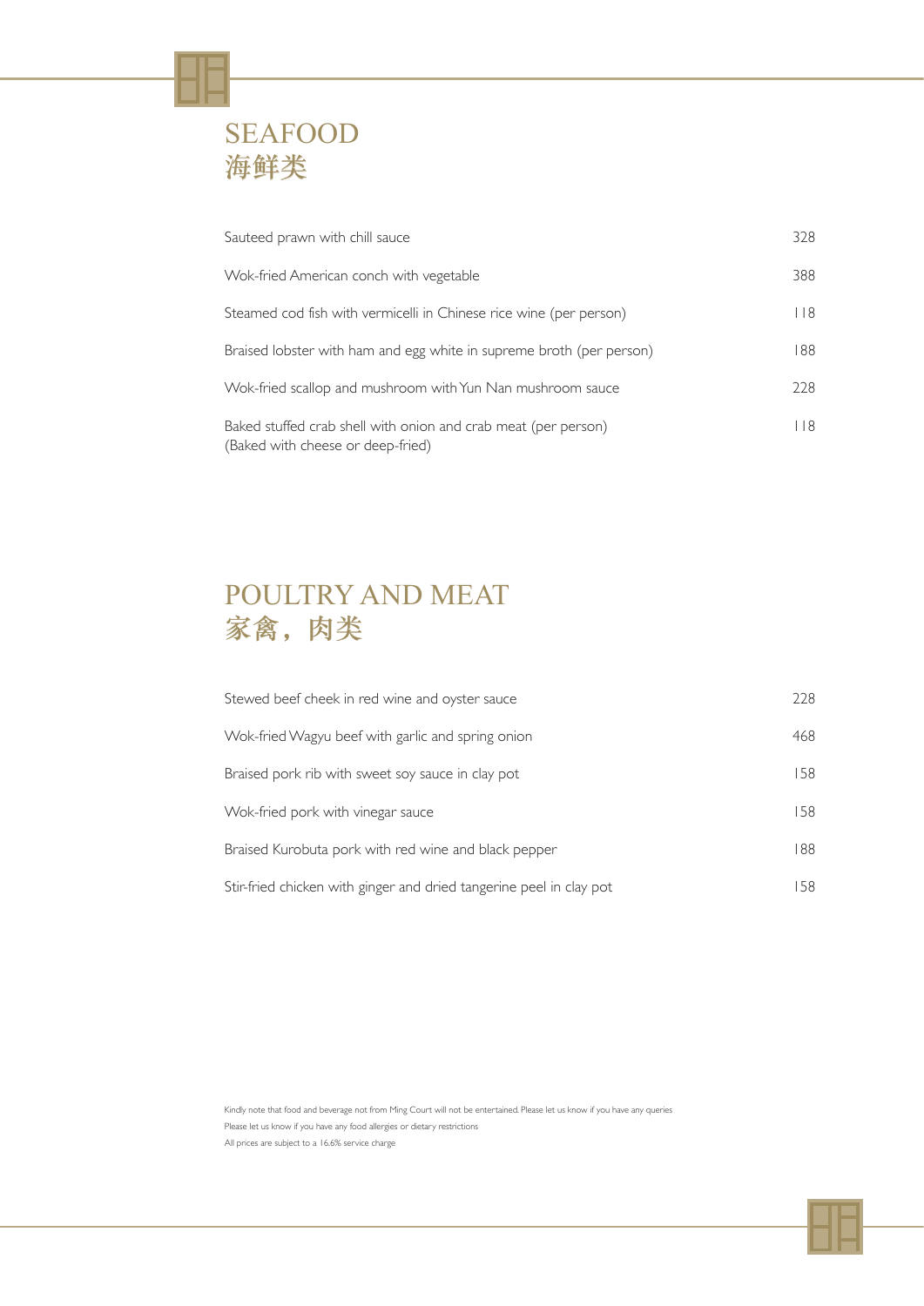## SEAFOOD
## 海鲜类

| | |
|---|---|
| Sauteed prawn with chill sauce | 328 |
| Wok-fried American conch with vegetable | 388 |
| Steamed cod fish with vermicelli in Chinese rice wine (per person) | 118 |
| Braised lobster with ham and egg white in supreme broth (per person) | 188 |
| Wok-fried scallop and mushroom with Yun Nan mushroom sauce | 228 |
| Baked stuffed crab shell with onion and crab meat (per person) (Baked with cheese or deep-fried) | 118 |

## POULTRY AND MEAT
## 家禽，肉类

| | |
|---|---|
| Stewed beef cheek in red wine and oyster sauce | 228 |
| Wok-fried Wagyu beef with garlic and spring onion | 468 |
| Braised pork rib with sweet soy sauce in clay pot | 158 |
| Wok-fried pork with vinegar sauce | 158 |
| Braised Kurobuta pork with red wine and black pepper | 188 |
| Stir-fried chicken with ginger and dried tangerine peel in clay pot | 158 |

Kindly note that food and beverage not from Ming Court will not be entertained. Please let us know if you have any queries
Please let us know if you have any food allergies or dietary restrictions
All prices are subject to a 16.6% service charge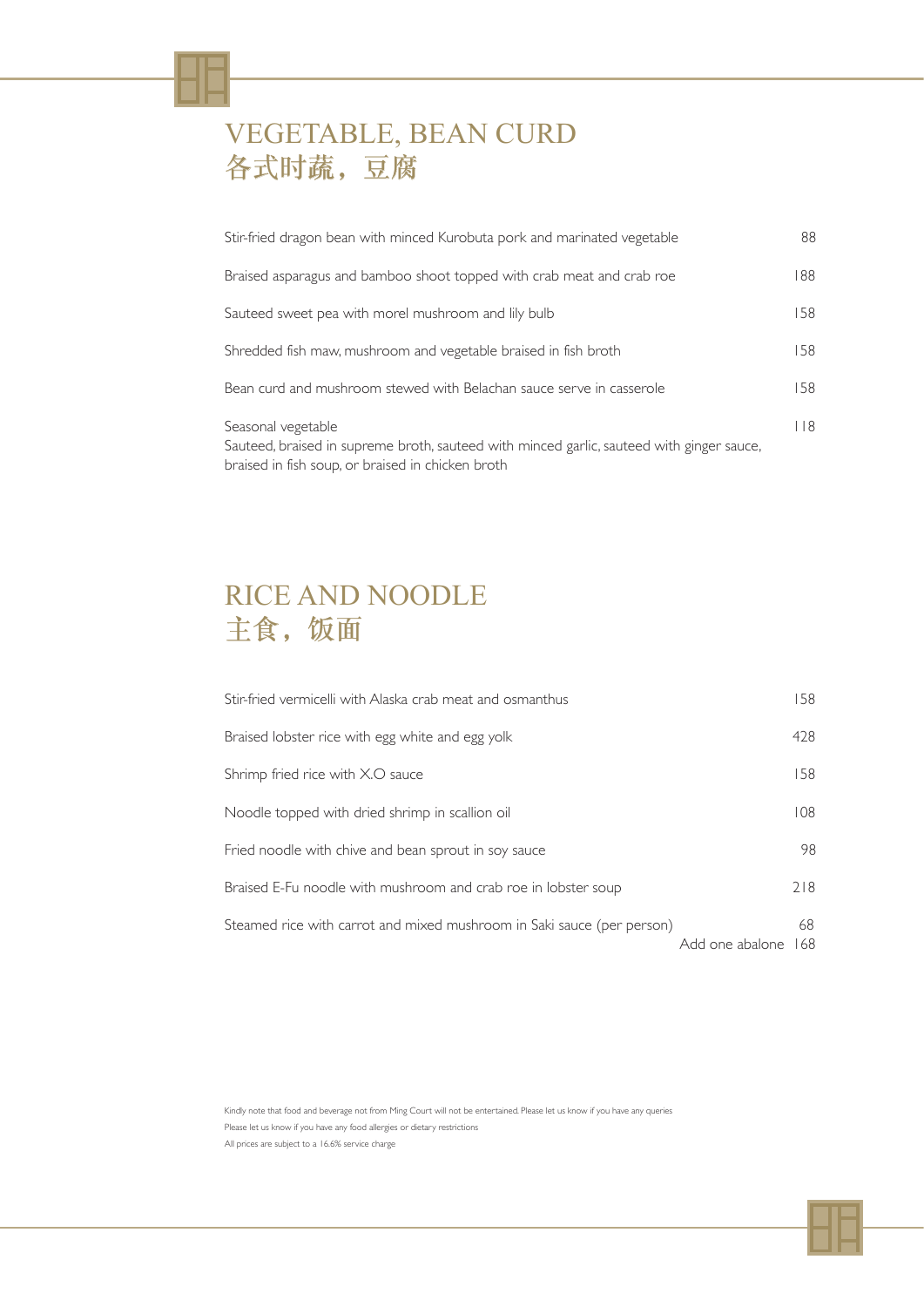## VEGETABLE, BEAN CURD
## 各式时蔬，豆腐

| | |
|---|---|
| Stir-fried dragon bean with minced Kurobuta pork and marinated vegetable | 88 |
| Braised asparagus and bamboo shoot topped with crab meat and crab roe | 188 |
| Sauteed sweet pea with morel mushroom and lily bulb | 158 |
| Shredded fish maw, mushroom and vegetable braised in fish broth | 158 |
| Bean curd and mushroom stewed with Belachan sauce serve in casserole | 158 |
| Seasonal vegetable<br>Sauteed, braised in supreme broth, sauteed with minced garlic, sauteed with ginger sauce, braised in fish soup, or braised in chicken broth | 118 |

## RICE AND NOODLE
## 主食，饭面

| | |
|---|---|
| Stir-fried vermicelli with Alaska crab meat and osmanthus | 158 |
| Braised lobster rice with egg white and egg yolk | 428 |
| Shrimp fried rice with X.O sauce | 158 |
| Noodle topped with dried shrimp in scallion oil | 108 |
| Fried noodle with chive and bean sprout in soy sauce | 98 |
| Braised E-Fu noodle with mushroom and crab roe in lobster soup | 218 |
| Steamed rice with carrot and mixed mushroom in Saki sauce (per person) | 68 |
| Add one abalone | 168 |

Kindly note that food and beverage not from Ming Court will not be entertained. Please let us know if you have any queries

Please let us know if you have any food allergies or dietary restrictions

All prices are subject to a 16.6% service charge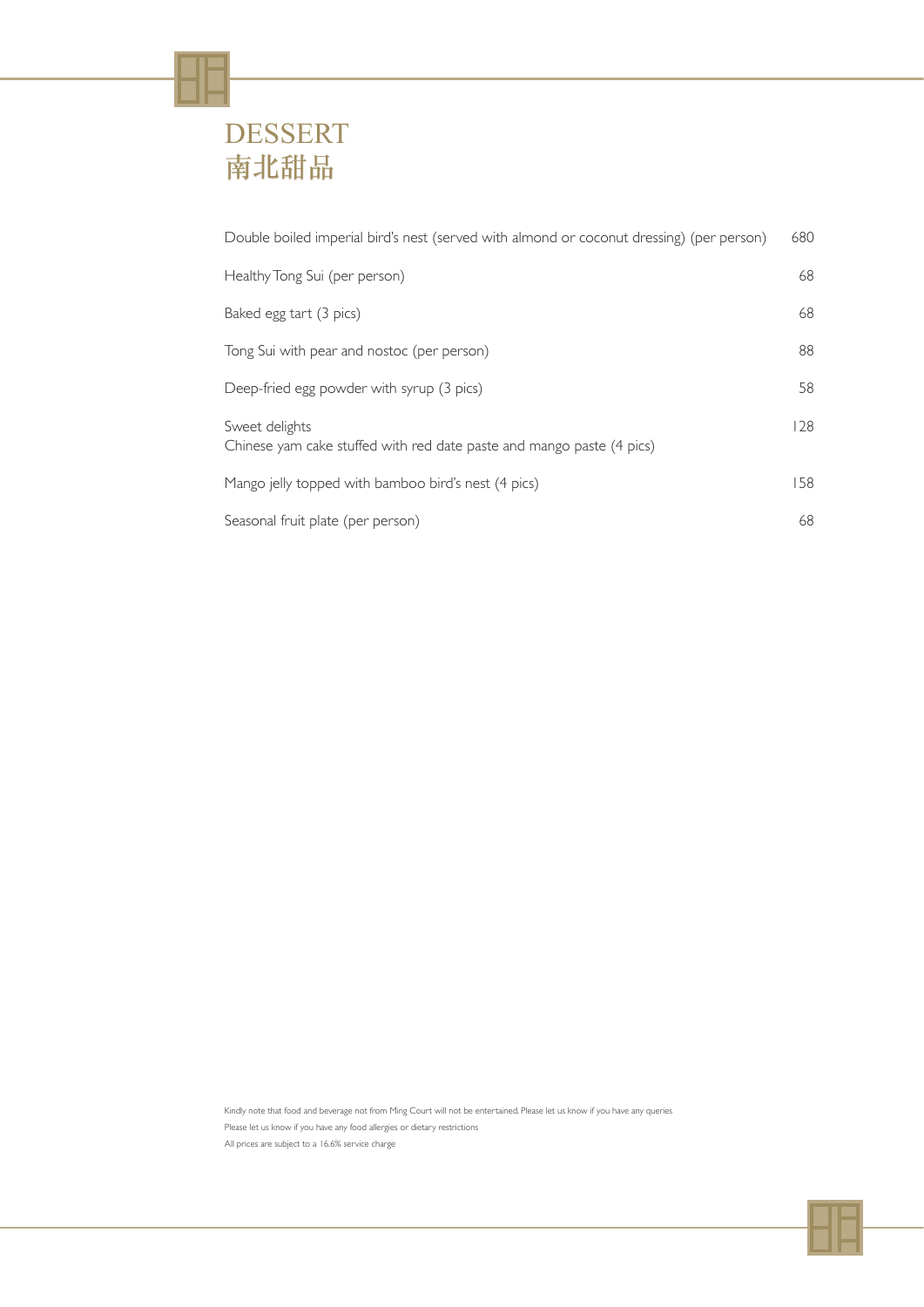# DESSERT
# 南北甜品

| Item | Price |
|---|---|
| Double boiled imperial bird's nest (served with almond or coconut dressing) (per person) | 680 |
| Healthy Tong Sui (per person) | 68 |
| Baked egg tart (3 pics) | 68 |
| Tong Sui with pear and nostoc (per person) | 88 |
| Deep-fried egg powder with syrup (3 pics) | 58 |
| Sweet delights<br>Chinese yam cake stuffed with red date paste and mango paste (4 pics) | 128 |
| Mango jelly topped with bamboo bird's nest (4 pics) | 158 |
| Seasonal fruit plate (per person) | 68 |

Kindly note that food and beverage not from Ming Court will not be entertained. Please let us know if you have any queries

Please let us know if you have any food allergies or dietary restrictions

All prices are subject to a 16.6% service charge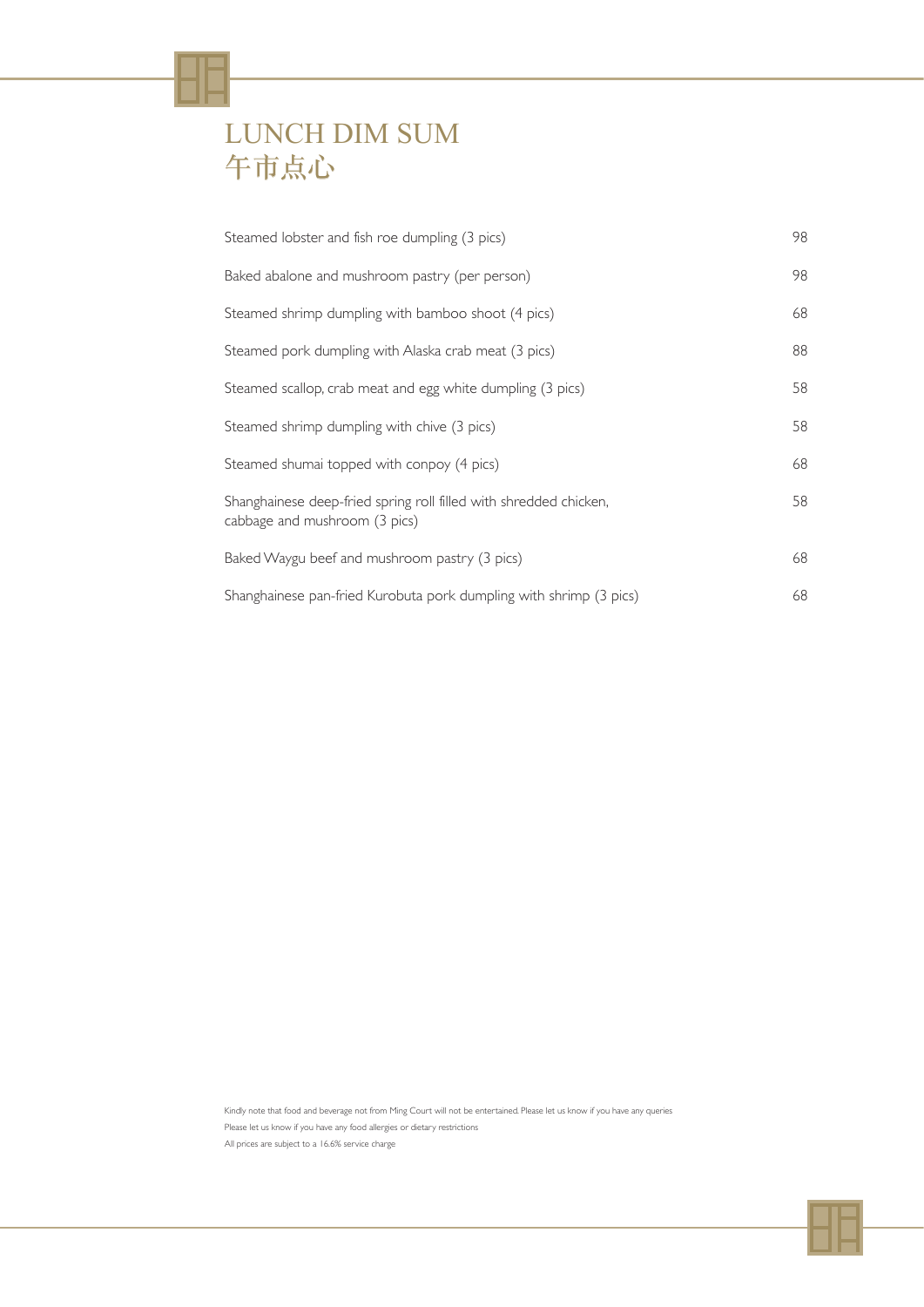# LUNCH DIM SUM
# 午市点心

| | |
|---|---|
| Steamed lobster and fish roe dumpling (3 pics) | 98 |
| Baked abalone and mushroom pastry (per person) | 98 |
| Steamed shrimp dumpling with bamboo shoot (4 pics) | 68 |
| Steamed pork dumpling with Alaska crab meat (3 pics) | 88 |
| Steamed scallop, crab meat and egg white dumpling (3 pics) | 58 |
| Steamed shrimp dumpling with chive (3 pics) | 58 |
| Steamed shumai topped with conpoy (4 pics) | 68 |
| Shanghainese deep-fried spring roll filled with shredded chicken, cabbage and mushroom (3 pics) | 58 |
| Baked Waygu beef and mushroom pastry (3 pics) | 68 |
| Shanghainese pan-fried Kurobuta pork dumpling with shrimp (3 pics) | 68 |

Kindly note that food and beverage not from Ming Court will not be entertained. Please let us know if you have any queries

Please let us know if you have any food allergies or dietary restrictions

All prices are subject to a 16.6% service charge